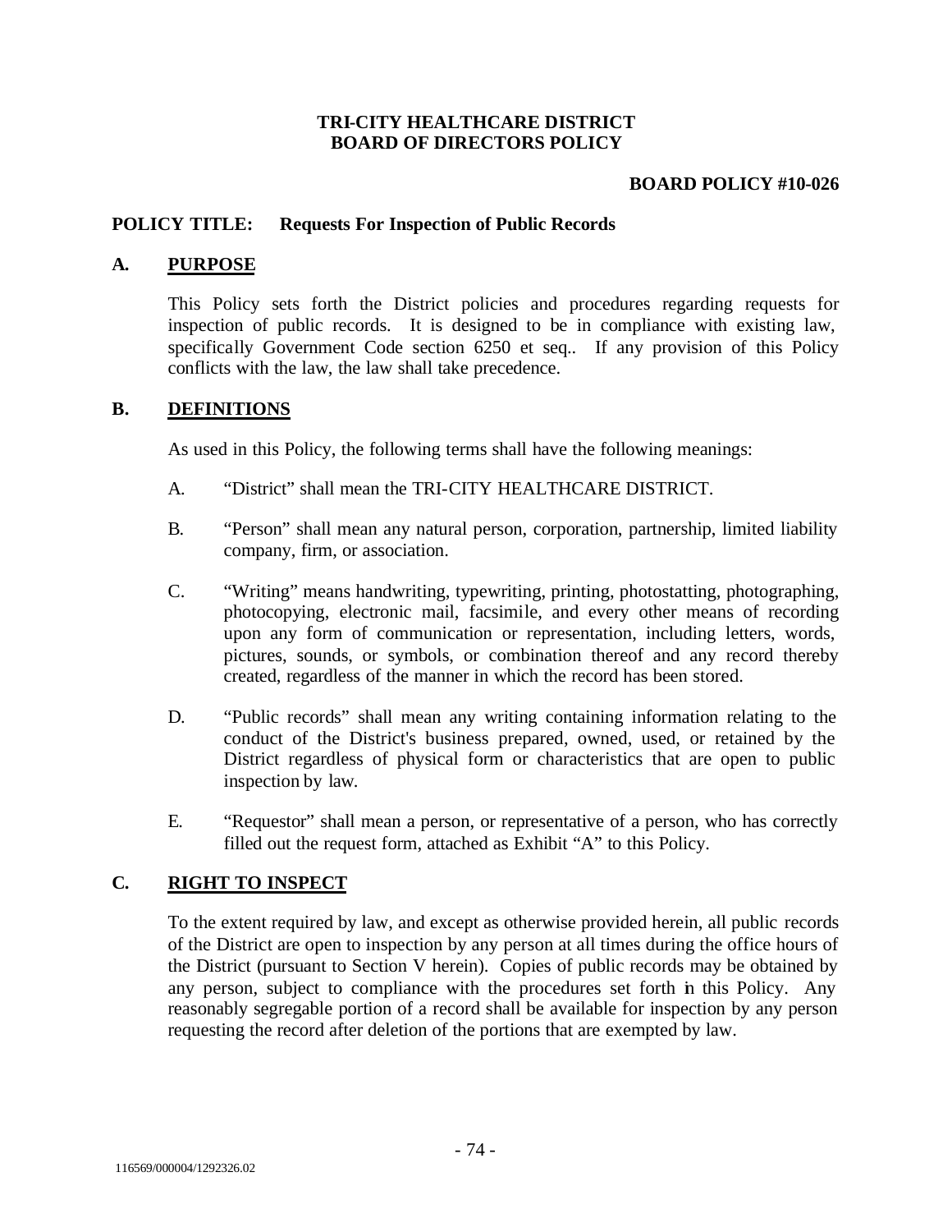**TRI-CITY HEALTHCARE DISTRICT**
**BOARD OF DIRECTORS POLICY**

**BOARD POLICY #10-026**

**POLICY TITLE: Requests For Inspection of Public Records**

## A. PURPOSE

This Policy sets forth the District policies and procedures regarding requests for inspection of public records. It is designed to be in compliance with existing law, specifically Government Code section 6250 et seq.. If any provision of this Policy conflicts with the law, the law shall take precedence.

## B. DEFINITIONS

As used in this Policy, the following terms shall have the following meanings:

A. "District" shall mean the TRI-CITY HEALTHCARE DISTRICT.

B. "Person" shall mean any natural person, corporation, partnership, limited liability company, firm, or association.

C. "Writing" means handwriting, typewriting, printing, photostatting, photographing, photocopying, electronic mail, facsimile, and every other means of recording upon any form of communication or representation, including letters, words, pictures, sounds, or symbols, or combination thereof and any record thereby created, regardless of the manner in which the record has been stored.

D. "Public records" shall mean any writing containing information relating to the conduct of the District's business prepared, owned, used, or retained by the District regardless of physical form or characteristics that are open to public inspection by law.

E. "Requestor" shall mean a person, or representative of a person, who has correctly filled out the request form, attached as Exhibit "A" to this Policy.

## C. RIGHT TO INSPECT

To the extent required by law, and except as otherwise provided herein, all public records of the District are open to inspection by any person at all times during the office hours of the District (pursuant to Section V herein). Copies of public records may be obtained by any person, subject to compliance with the procedures set forth in this Policy. Any reasonably segregable portion of a record shall be available for inspection by any person requesting the record after deletion of the portions that are exempted by law.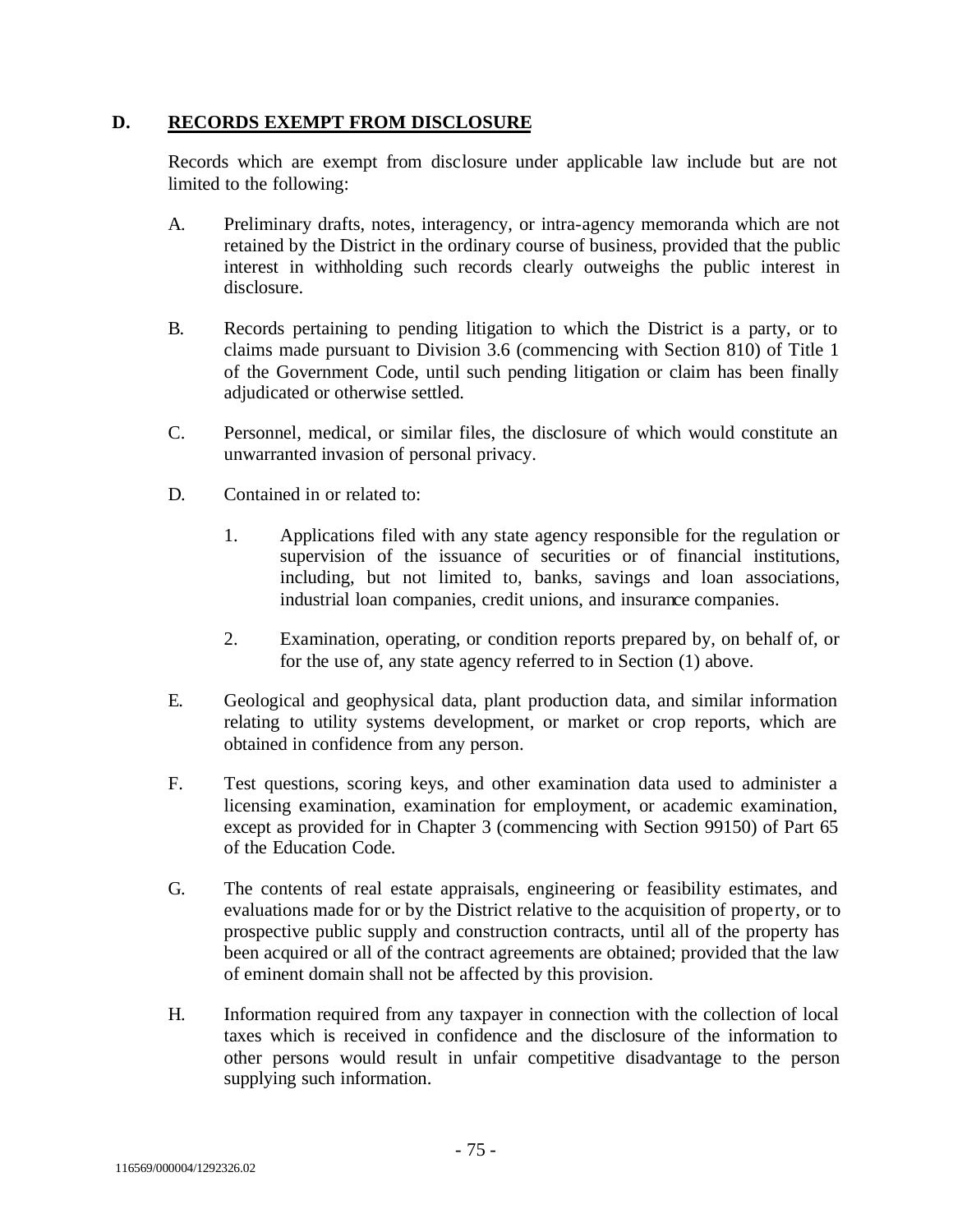## D. RECORDS EXEMPT FROM DISCLOSURE

Records which are exempt from disclosure under applicable law include but are not limited to the following:

A. Preliminary drafts, notes, interagency, or intra-agency memoranda which are not retained by the District in the ordinary course of business, provided that the public interest in withholding such records clearly outweighs the public interest in disclosure.

B. Records pertaining to pending litigation to which the District is a party, or to claims made pursuant to Division 3.6 (commencing with Section 810) of Title 1 of the Government Code, until such pending litigation or claim has been finally adjudicated or otherwise settled.

C. Personnel, medical, or similar files, the disclosure of which would constitute an unwarranted invasion of personal privacy.

D. Contained in or related to:

   1. Applications filed with any state agency responsible for the regulation or supervision of the issuance of securities or of financial institutions, including, but not limited to, banks, savings and loan associations, industrial loan companies, credit unions, and insurance companies.

   2. Examination, operating, or condition reports prepared by, on behalf of, or for the use of, any state agency referred to in Section (1) above.

E. Geological and geophysical data, plant production data, and similar information relating to utility systems development, or market or crop reports, which are obtained in confidence from any person.

F. Test questions, scoring keys, and other examination data used to administer a licensing examination, examination for employment, or academic examination, except as provided for in Chapter 3 (commencing with Section 99150) of Part 65 of the Education Code.

G. The contents of real estate appraisals, engineering or feasibility estimates, and evaluations made for or by the District relative to the acquisition of property, or to prospective public supply and construction contracts, until all of the property has been acquired or all of the contract agreements are obtained; provided that the law of eminent domain shall not be affected by this provision.

H. Information required from any taxpayer in connection with the collection of local taxes which is received in confidence and the disclosure of the information to other persons would result in unfair competitive disadvantage to the person supplying such information.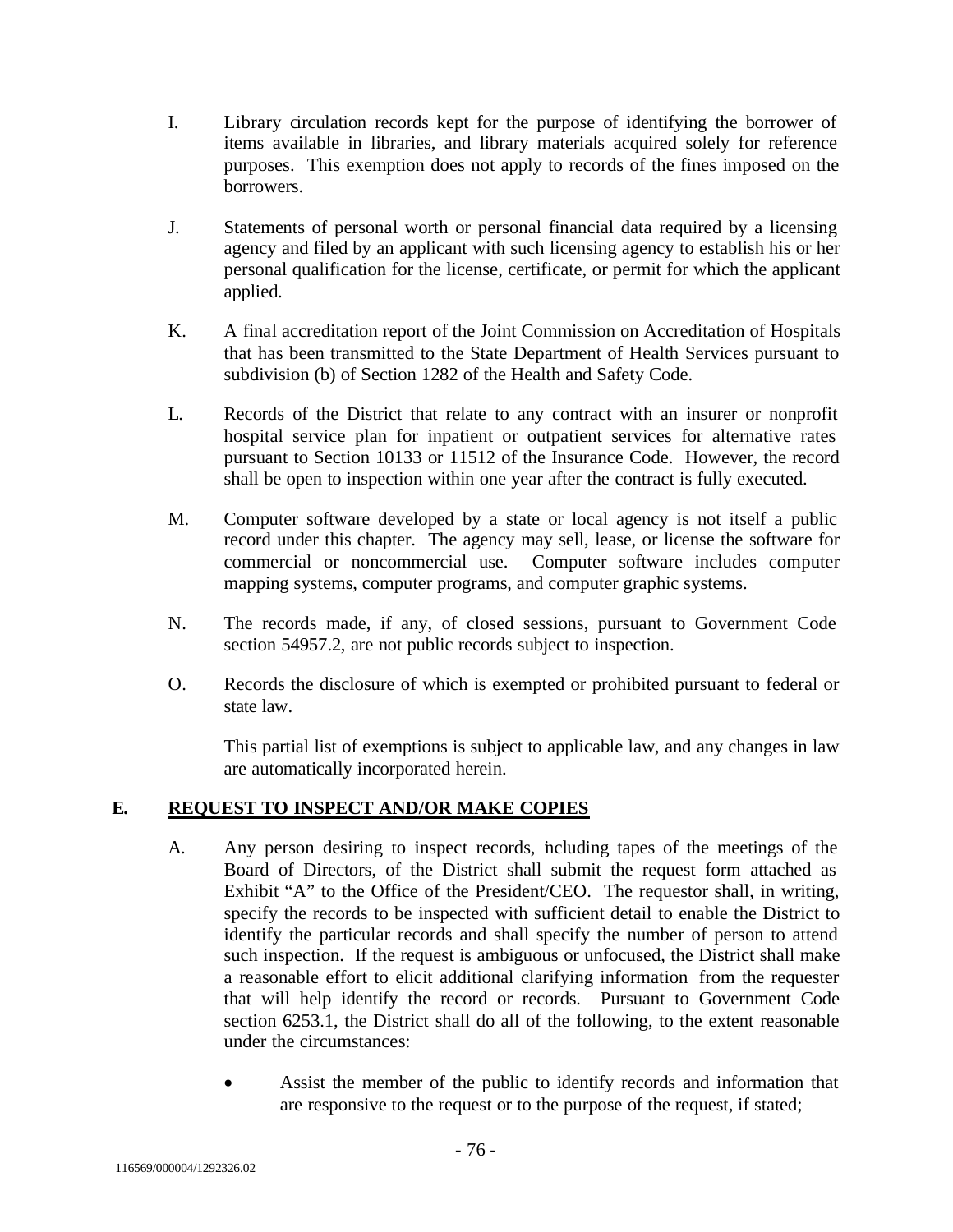I. Library circulation records kept for the purpose of identifying the borrower of items available in libraries, and library materials acquired solely for reference purposes. This exemption does not apply to records of the fines imposed on the borrowers.

J. Statements of personal worth or personal financial data required by a licensing agency and filed by an applicant with such licensing agency to establish his or her personal qualification for the license, certificate, or permit for which the applicant applied.

K. A final accreditation report of the Joint Commission on Accreditation of Hospitals that has been transmitted to the State Department of Health Services pursuant to subdivision (b) of Section 1282 of the Health and Safety Code.

L. Records of the District that relate to any contract with an insurer or nonprofit hospital service plan for inpatient or outpatient services for alternative rates pursuant to Section 10133 or 11512 of the Insurance Code. However, the record shall be open to inspection within one year after the contract is fully executed.

M. Computer software developed by a state or local agency is not itself a public record under this chapter. The agency may sell, lease, or license the software for commercial or noncommercial use. Computer software includes computer mapping systems, computer programs, and computer graphic systems.

N. The records made, if any, of closed sessions, pursuant to Government Code section 54957.2, are not public records subject to inspection.

O. Records the disclosure of which is exempted or prohibited pursuant to federal or state law.

This partial list of exemptions is subject to applicable law, and any changes in law are automatically incorporated herein.

## E. REQUEST TO INSPECT AND/OR MAKE COPIES

A. Any person desiring to inspect records, including tapes of the meetings of the Board of Directors, of the District shall submit the request form attached as Exhibit "A" to the Office of the President/CEO. The requestor shall, in writing, specify the records to be inspected with sufficient detail to enable the District to identify the particular records and shall specify the number of person to attend such inspection. If the request is ambiguous or unfocused, the District shall make a reasonable effort to elicit additional clarifying information from the requester that will help identify the record or records. Pursuant to Government Code section 6253.1, the District shall do all of the following, to the extent reasonable under the circumstances:

- Assist the member of the public to identify records and information that are responsive to the request or to the purpose of the request, if stated;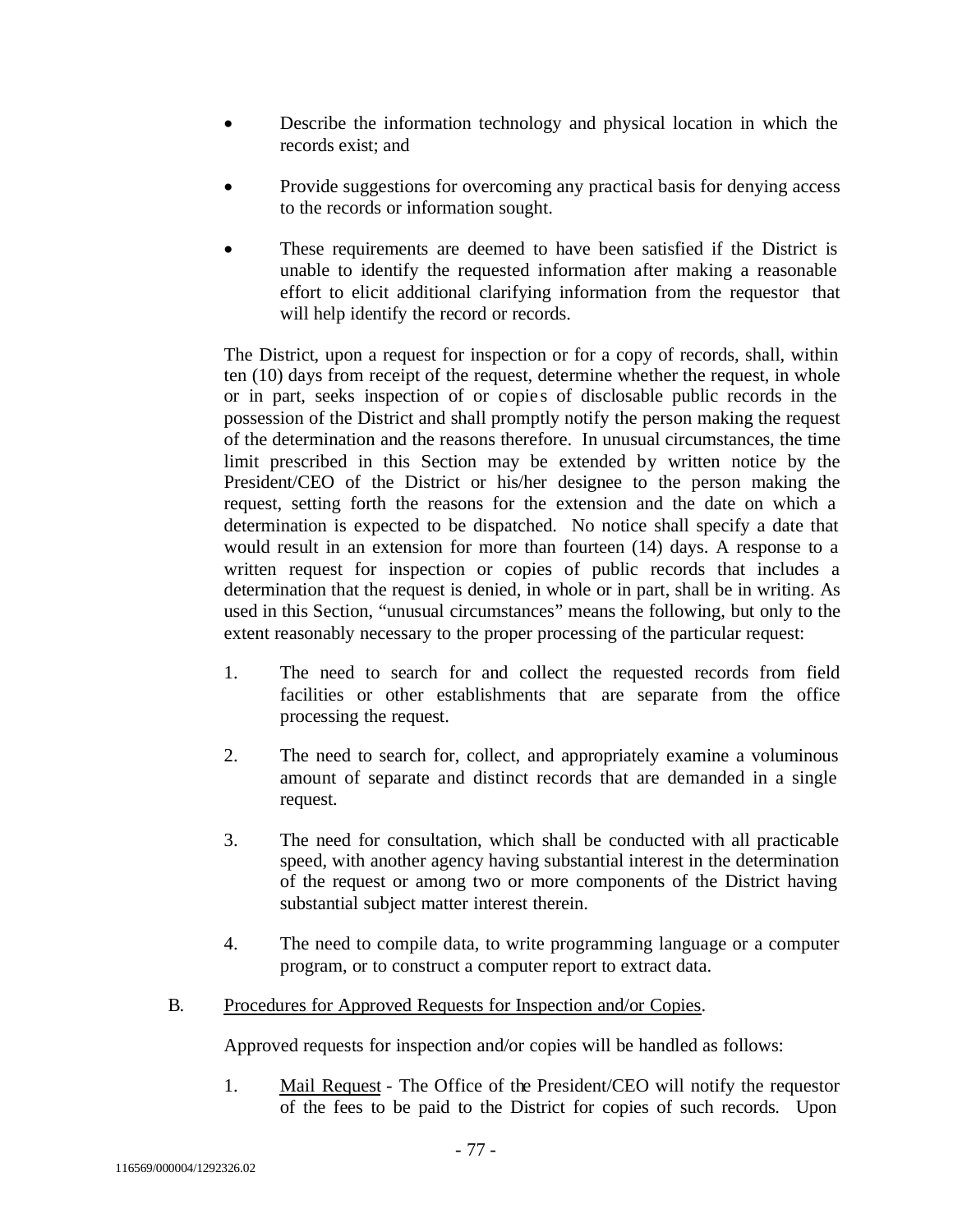- Describe the information technology and physical location in which the records exist; and
- Provide suggestions for overcoming any practical basis for denying access to the records or information sought.
- These requirements are deemed to have been satisfied if the District is unable to identify the requested information after making a reasonable effort to elicit additional clarifying information from the requestor that will help identify the record or records.

The District, upon a request for inspection or for a copy of records, shall, within ten (10) days from receipt of the request, determine whether the request, in whole or in part, seeks inspection of or copies of disclosable public records in the possession of the District and shall promptly notify the person making the request of the determination and the reasons therefore. In unusual circumstances, the time limit prescribed in this Section may be extended by written notice by the President/CEO of the District or his/her designee to the person making the request, setting forth the reasons for the extension and the date on which a determination is expected to be dispatched. No notice shall specify a date that would result in an extension for more than fourteen (14) days. A response to a written request for inspection or copies of public records that includes a determination that the request is denied, in whole or in part, shall be in writing. As used in this Section, "unusual circumstances" means the following, but only to the extent reasonably necessary to the proper processing of the particular request:

1. The need to search for and collect the requested records from field facilities or other establishments that are separate from the office processing the request.
2. The need to search for, collect, and appropriately examine a voluminous amount of separate and distinct records that are demanded in a single request.
3. The need for consultation, which shall be conducted with all practicable speed, with another agency having substantial interest in the determination of the request or among two or more components of the District having substantial subject matter interest therein.
4. The need to compile data, to write programming language or a computer program, or to construct a computer report to extract data.

B. Procedures for Approved Requests for Inspection and/or Copies.

Approved requests for inspection and/or copies will be handled as follows:

1. Mail Request - The Office of the President/CEO will notify the requestor of the fees to be paid to the District for copies of such records. Upon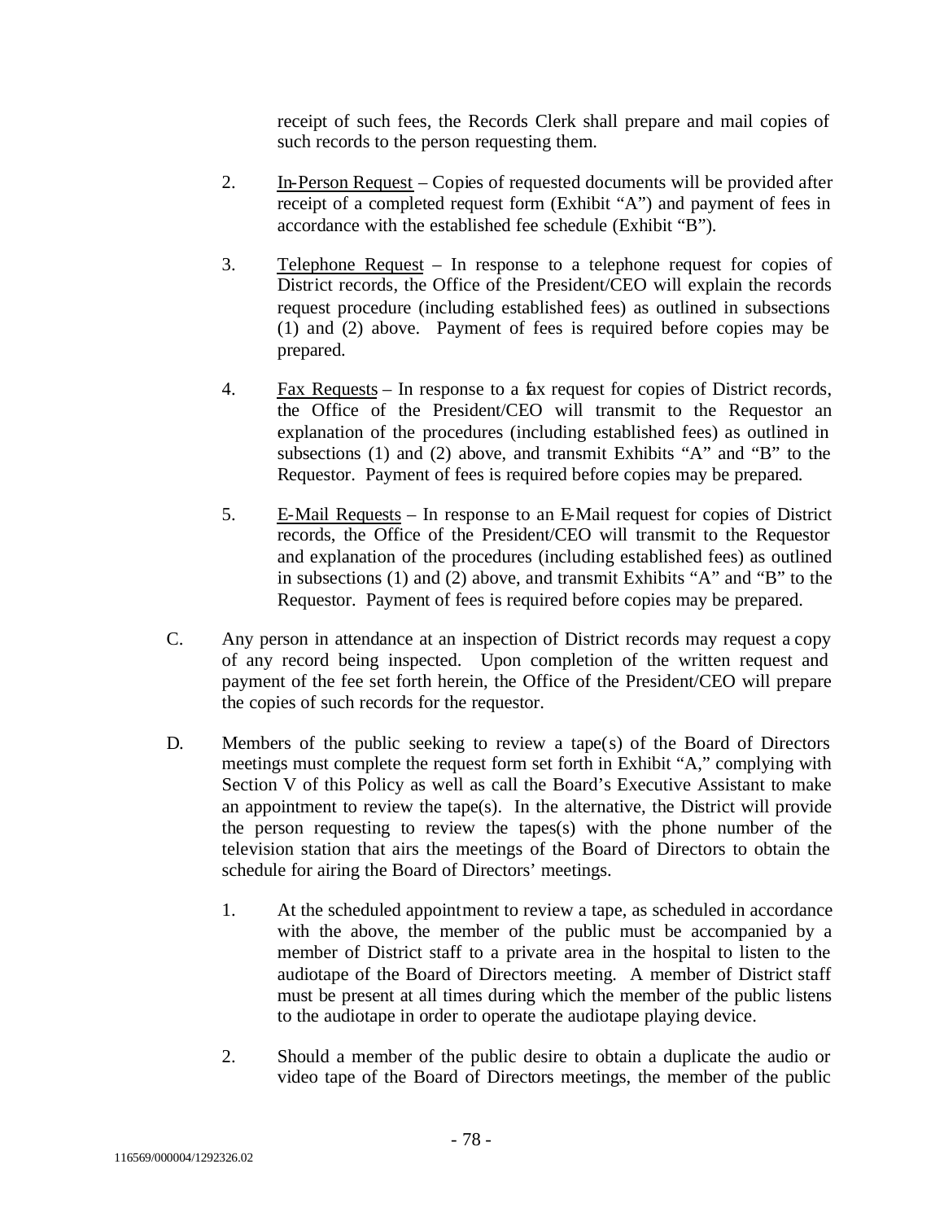receipt of such fees, the Records Clerk shall prepare and mail copies of such records to the person requesting them.

2. <u>In-Person Request</u> – Copies of requested documents will be provided after receipt of a completed request form (Exhibit "A") and payment of fees in accordance with the established fee schedule (Exhibit "B").

3. <u>Telephone Request</u> – In response to a telephone request for copies of District records, the Office of the President/CEO will explain the records request procedure (including established fees) as outlined in subsections (1) and (2) above. Payment of fees is required before copies may be prepared.

4. <u>Fax Requests</u> – In response to a fax request for copies of District records, the Office of the President/CEO will transmit to the Requestor an explanation of the procedures (including established fees) as outlined in subsections (1) and (2) above, and transmit Exhibits "A" and "B" to the Requestor. Payment of fees is required before copies may be prepared.

5. <u>E-Mail Requests</u> – In response to an E-Mail request for copies of District records, the Office of the President/CEO will transmit to the Requestor and explanation of the procedures (including established fees) as outlined in subsections (1) and (2) above, and transmit Exhibits "A" and "B" to the Requestor. Payment of fees is required before copies may be prepared.

C. Any person in attendance at an inspection of District records may request a copy of any record being inspected. Upon completion of the written request and payment of the fee set forth herein, the Office of the President/CEO will prepare the copies of such records for the requestor.

D. Members of the public seeking to review a tape(s) of the Board of Directors meetings must complete the request form set forth in Exhibit "A," complying with Section V of this Policy as well as call the Board's Executive Assistant to make an appointment to review the tape(s). In the alternative, the District will provide the person requesting to review the tapes(s) with the phone number of the television station that airs the meetings of the Board of Directors to obtain the schedule for airing the Board of Directors' meetings.

   1. At the scheduled appointment to review a tape, as scheduled in accordance with the above, the member of the public must be accompanied by a member of District staff to a private area in the hospital to listen to the audiotape of the Board of Directors meeting. A member of District staff must be present at all times during which the member of the public listens to the audiotape in order to operate the audiotape playing device.

   2. Should a member of the public desire to obtain a duplicate the audio or video tape of the Board of Directors meetings, the member of the public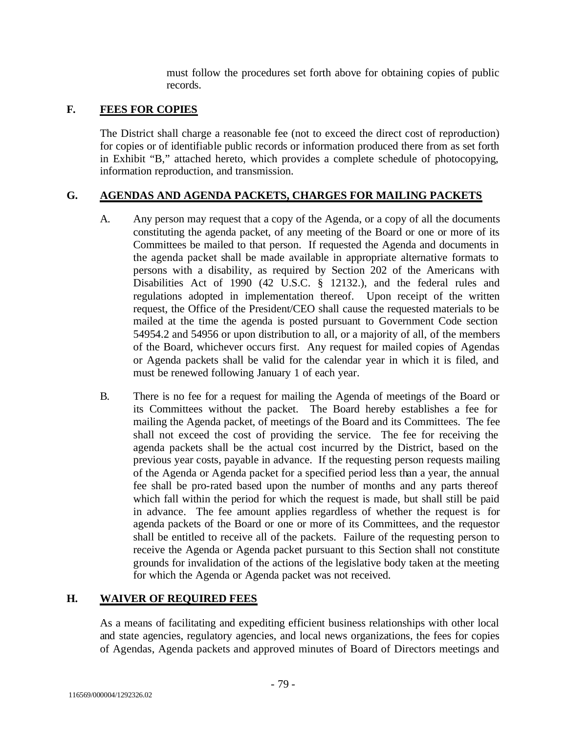must follow the procedures set forth above for obtaining copies of public records.

## F. FEES FOR COPIES

The District shall charge a reasonable fee (not to exceed the direct cost of reproduction) for copies or of identifiable public records or information produced there from as set forth in Exhibit "B," attached hereto, which provides a complete schedule of photocopying, information reproduction, and transmission.

## G. AGENDAS AND AGENDA PACKETS, CHARGES FOR MAILING PACKETS

A. Any person may request that a copy of the Agenda, or a copy of all the documents constituting the agenda packet, of any meeting of the Board or one or more of its Committees be mailed to that person. If requested the Agenda and documents in the agenda packet shall be made available in appropriate alternative formats to persons with a disability, as required by Section 202 of the Americans with Disabilities Act of 1990 (42 U.S.C. § 12132.), and the federal rules and regulations adopted in implementation thereof. Upon receipt of the written request, the Office of the President/CEO shall cause the requested materials to be mailed at the time the agenda is posted pursuant to Government Code section 54954.2 and 54956 or upon distribution to all, or a majority of all, of the members of the Board, whichever occurs first. Any request for mailed copies of Agendas or Agenda packets shall be valid for the calendar year in which it is filed, and must be renewed following January 1 of each year.

B. There is no fee for a request for mailing the Agenda of meetings of the Board or its Committees without the packet. The Board hereby establishes a fee for mailing the Agenda packet, of meetings of the Board and its Committees. The fee shall not exceed the cost of providing the service. The fee for receiving the agenda packets shall be the actual cost incurred by the District, based on the previous year costs, payable in advance. If the requesting person requests mailing of the Agenda or Agenda packet for a specified period less than a year, the annual fee shall be pro-rated based upon the number of months and any parts thereof which fall within the period for which the request is made, but shall still be paid in advance. The fee amount applies regardless of whether the request is for agenda packets of the Board or one or more of its Committees, and the requestor shall be entitled to receive all of the packets. Failure of the requesting person to receive the Agenda or Agenda packet pursuant to this Section shall not constitute grounds for invalidation of the actions of the legislative body taken at the meeting for which the Agenda or Agenda packet was not received.

## H. WAIVER OF REQUIRED FEES

As a means of facilitating and expediting efficient business relationships with other local and state agencies, regulatory agencies, and local news organizations, the fees for copies of Agendas, Agenda packets and approved minutes of Board of Directors meetings and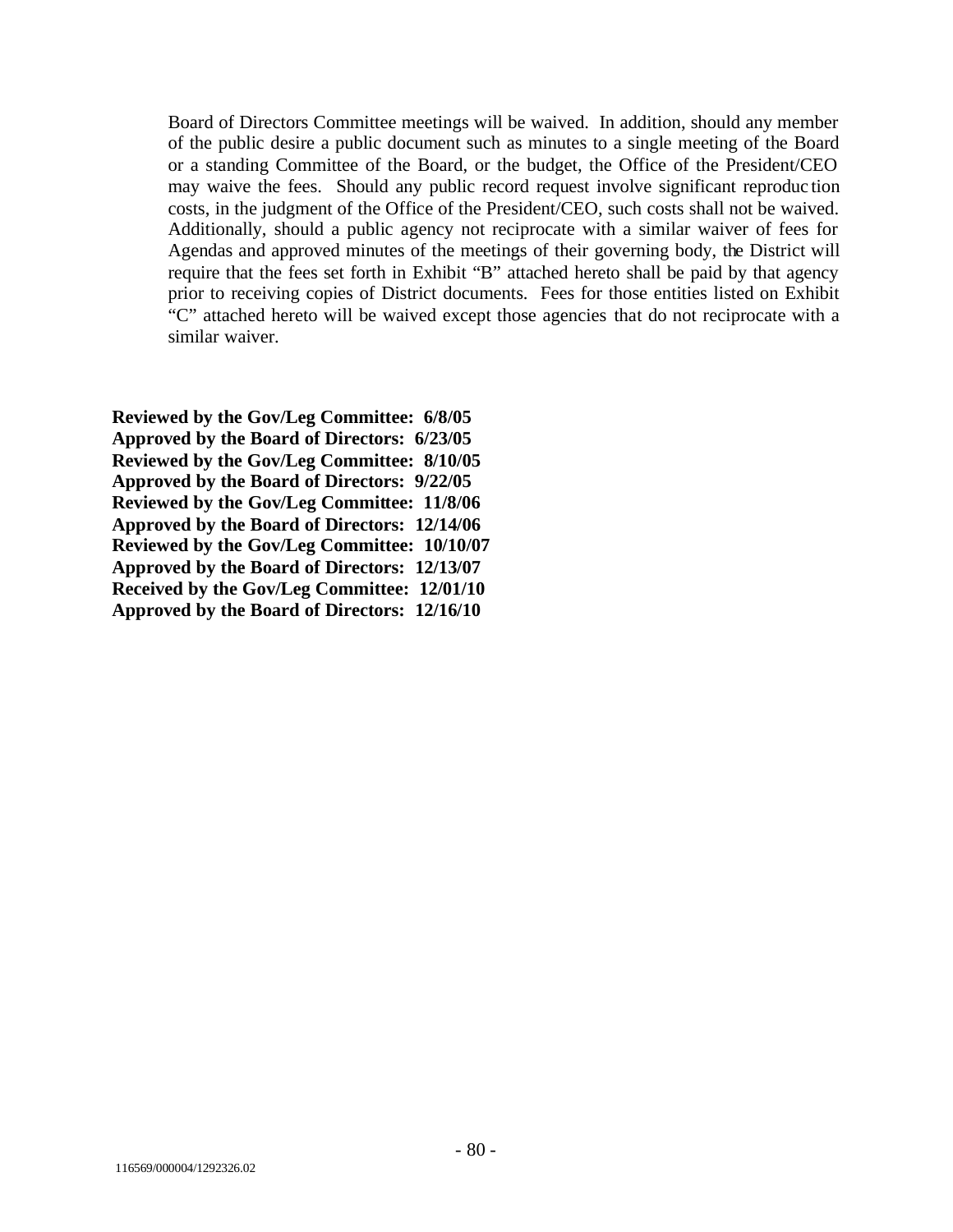Board of Directors Committee meetings will be waived. In addition, should any member of the public desire a public document such as minutes to a single meeting of the Board or a standing Committee of the Board, or the budget, the Office of the President/CEO may waive the fees. Should any public record request involve significant reproduction costs, in the judgment of the Office of the President/CEO, such costs shall not be waived. Additionally, should a public agency not reciprocate with a similar waiver of fees for Agendas and approved minutes of the meetings of their governing body, the District will require that the fees set forth in Exhibit "B" attached hereto shall be paid by that agency prior to receiving copies of District documents. Fees for those entities listed on Exhibit "C" attached hereto will be waived except those agencies that do not reciprocate with a similar waiver.

**Reviewed by the Gov/Leg Committee: 6/8/05**
**Approved by the Board of Directors: 6/23/05**
**Reviewed by the Gov/Leg Committee: 8/10/05**
**Approved by the Board of Directors: 9/22/05**
**Reviewed by the Gov/Leg Committee: 11/8/06**
**Approved by the Board of Directors: 12/14/06**
**Reviewed by the Gov/Leg Committee: 10/10/07**
**Approved by the Board of Directors: 12/13/07**
**Received by the Gov/Leg Committee: 12/01/10**
**Approved by the Board of Directors: 12/16/10**

116569/000004/1292326.02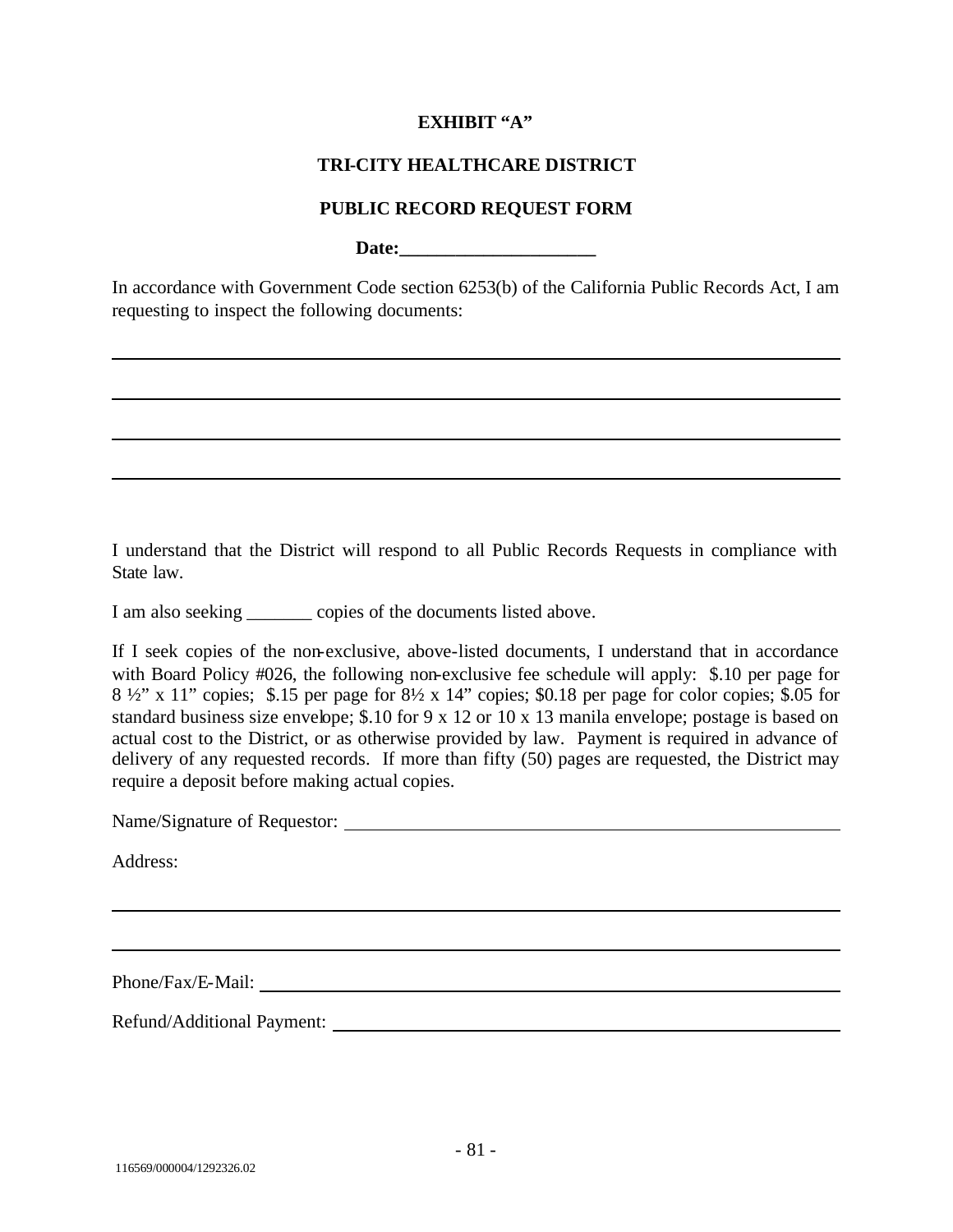**EXHIBIT "A"**

**TRI-CITY HEALTHCARE DISTRICT**

**PUBLIC RECORD REQUEST FORM**

**Date:_____________________**

In accordance with Government Code section 6253(b) of the California Public Records Act, I am requesting to inspect the following documents:

_______________________________________________________________________________

_______________________________________________________________________________

_______________________________________________________________________________

_______________________________________________________________________________

I understand that the District will respond to all Public Records Requests in compliance with State law.

I am also seeking _______ copies of the documents listed above.

If I seek copies of the non-exclusive, above-listed documents, I understand that in accordance with Board Policy #026, the following non-exclusive fee schedule will apply: $.10 per page for 8 ½" x 11" copies; $.15 per page for 8½ x 14" copies; $0.18 per page for color copies; $.05 for standard business size envelope; $.10 for 9 x 12 or 10 x 13 manila envelope; postage is based on actual cost to the District, or as otherwise provided by law. Payment is required in advance of delivery of any requested records. If more than fifty (50) pages are requested, the District may require a deposit before making actual copies.

Name/Signature of Requestor: ______________________________________________________

Address:

_______________________________________________________________________________

_______________________________________________________________________________

Phone/Fax/E-Mail: _______________________________________________________________

Refund/Additional Payment: _______________________________________________________

116569/000004/1292326.02